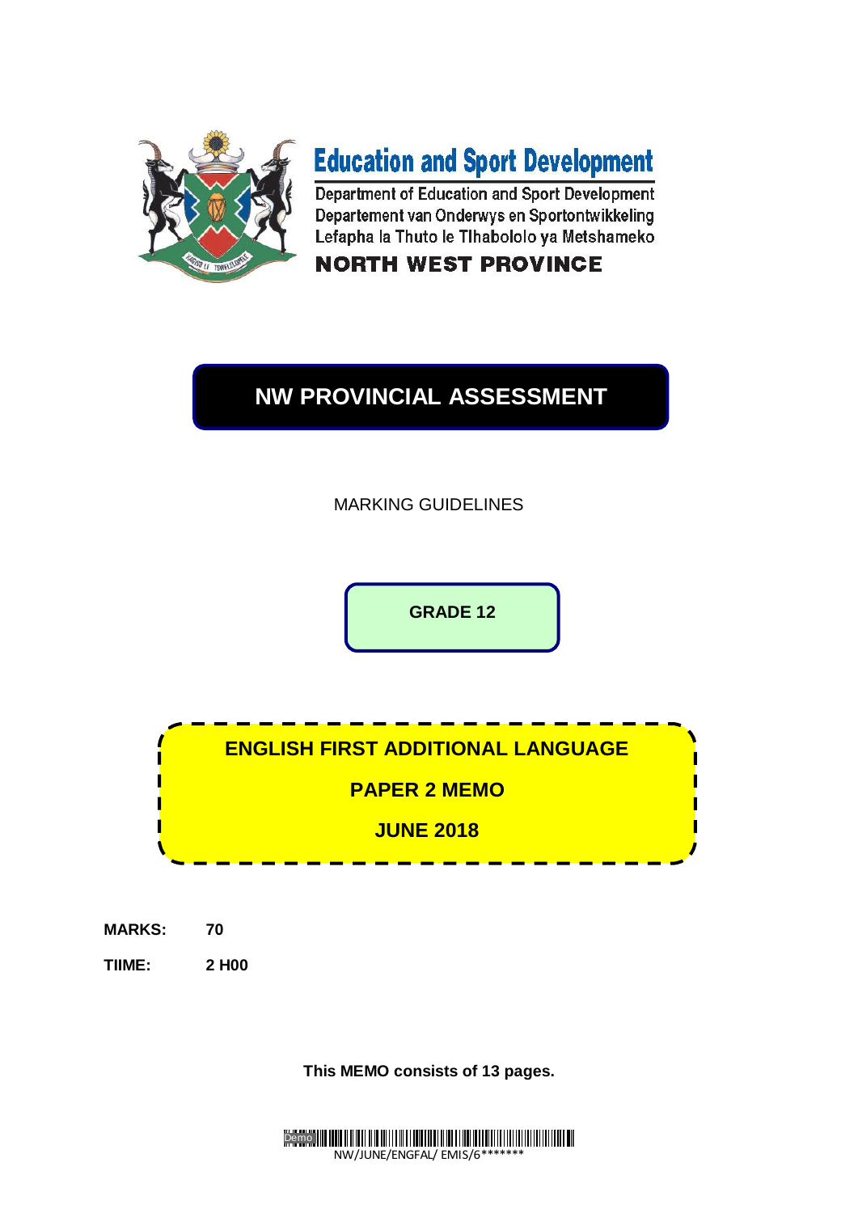# Education and Sport Development

Department of Education and Sport Development
Departement van Onderwys en Sportontwikkeling
Lefapha la Thuto le Tlhabololo ya Metshameko

**NORTH WEST PROVINCE**

## NW PROVINCIAL ASSESSMENT

MARKING GUIDELINES

**GRADE 12**

**ENGLISH FIRST ADDITIONAL LANGUAGE**

**PAPER 2 MEMO**

**JUNE 2018**

**MARKS:** 70

**TIIME:** 2 H00

**This MEMO consists of 13 pages.**

NW/JUNE/ENGFAL/ EMIS/6*******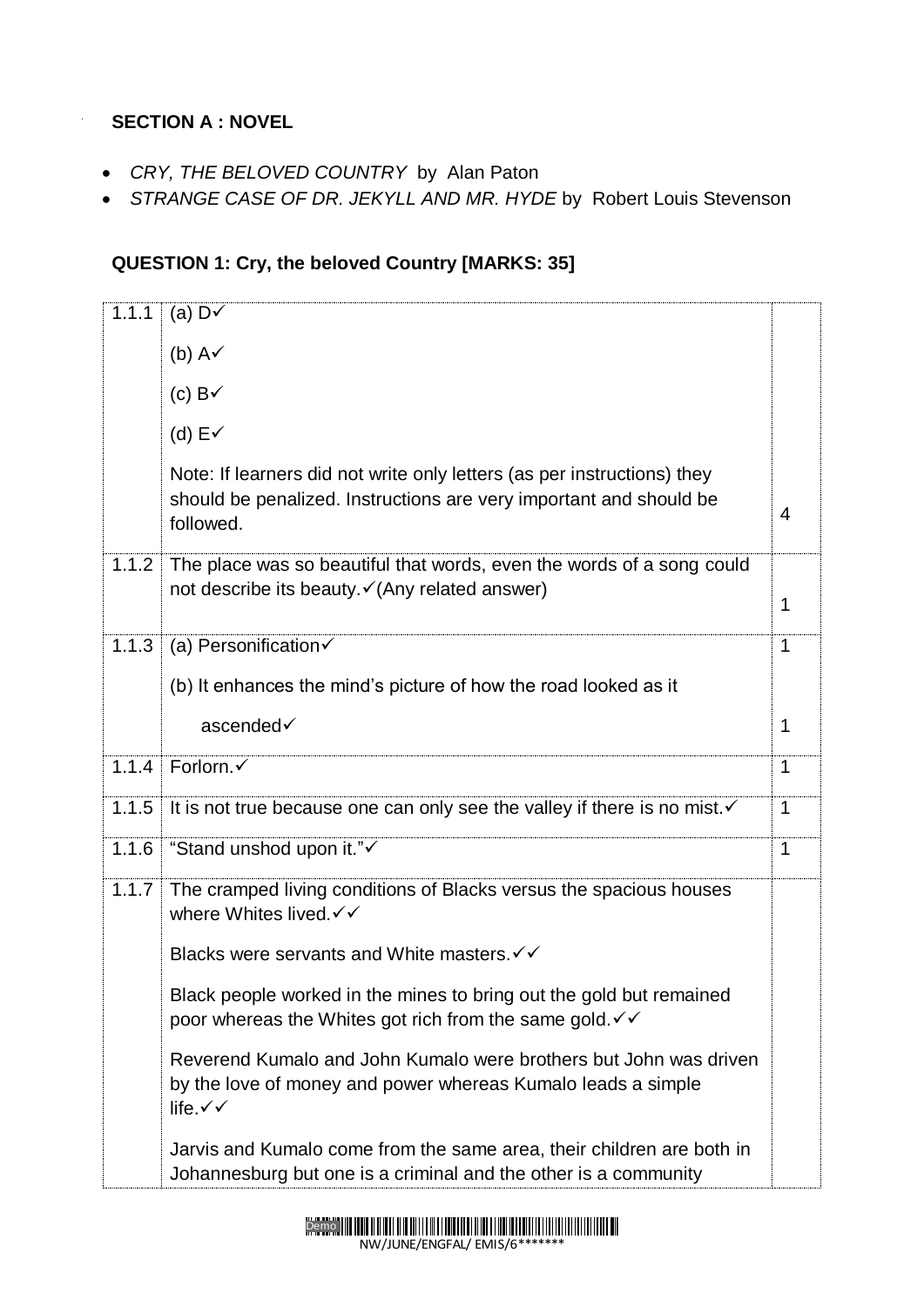**SECTION A : NOVEL**

- *CRY, THE BELOVED COUNTRY* by Alan Paton
- *STRANGE CASE OF DR. JEKYLL AND MR. HYDE* by Robert Louis Stevenson

**QUESTION 1: Cry, the beloved Country [MARKS: 35]**

| | | |
|---|---|---|
| 1.1.1 | (a) D✓<br><br>(b) A✓<br><br>(c) B✓<br><br>(d) E✓<br><br>Note: If learners did not write only letters (as per instructions) they should be penalized. Instructions are very important and should be followed. | 4 |
| 1.1.2 | The place was so beautiful that words, even the words of a song could not describe its beauty.✓(Any related answer) | 1 |
| 1.1.3 | (a) Personification✓<br><br>(b) It enhances the mind's picture of how the road looked as it ascended✓ | 1<br><br>1 |
| 1.1.4 | Forlorn.✓ | 1 |
| 1.1.5 | It is not true because one can only see the valley if there is no mist.✓ | 1 |
| 1.1.6 | "Stand unshod upon it."✓ | 1 |
| 1.1.7 | The cramped living conditions of Blacks versus the spacious houses where Whites lived.✓✓<br><br>Blacks were servants and White masters.✓✓<br><br>Black people worked in the mines to bring out the gold but remained poor whereas the Whites got rich from the same gold.✓✓<br><br>Reverend Kumalo and John Kumalo were brothers but John was driven by the love of money and power whereas Kumalo leads a simple life.✓✓<br><br>Jarvis and Kumalo come from the same area, their children are both in Johannesburg but one is a criminal and the other is a community | |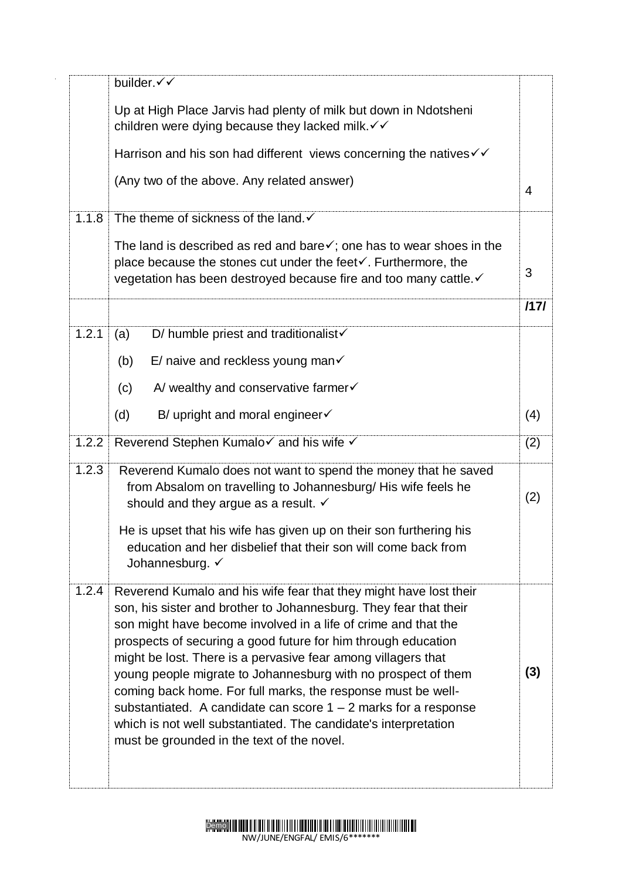| | | |
|---|---|---|
| | builder.✓✓<br><br>Up at High Place Jarvis had plenty of milk but down in Ndotsheni children were dying because they lacked milk.✓✓<br><br>Harrison and his son had different views concerning the natives✓✓<br><br>(Any two of the above. Any related answer) | 4 |
| 1.1.8 | The theme of sickness of the land.✓<br><br>The land is described as red and bare✓; one has to wear shoes in the place because the stones cut under the feet✓. Furthermore, the vegetation has been destroyed because fire and too many cattle.✓ | 3 |
| | | **/17/** |
| 1.2.1 | (a) D/ humble priest and traditionalist✓<br><br>(b) E/ naive and reckless young man✓<br><br>(c) A/ wealthy and conservative farmer✓<br><br>(d) B/ upright and moral engineer✓ | (4) |
| 1.2.2 | Reverend Stephen Kumalo✓ and his wife ✓ | (2) |
| 1.2.3 | Reverend Kumalo does not want to spend the money that he saved from Absalom on travelling to Johannesburg/ His wife feels he should and they argue as a result. ✓<br><br>He is upset that his wife has given up on their son furthering his education and her disbelief that their son will come back from Johannesburg. ✓ | (2) |
| 1.2.4 | Reverend Kumalo and his wife fear that they might have lost their son, his sister and brother to Johannesburg. They fear that their son might have become involved in a life of crime and that the prospects of securing a good future for him through education might be lost. There is a pervasive fear among villagers that young people migrate to Johannesburg with no prospect of them coming back home. For full marks, the response must be well-substantiated. A candidate can score 1 – 2 marks for a response which is not well substantiated. The candidate's interpretation must be grounded in the text of the novel. | **(3)** |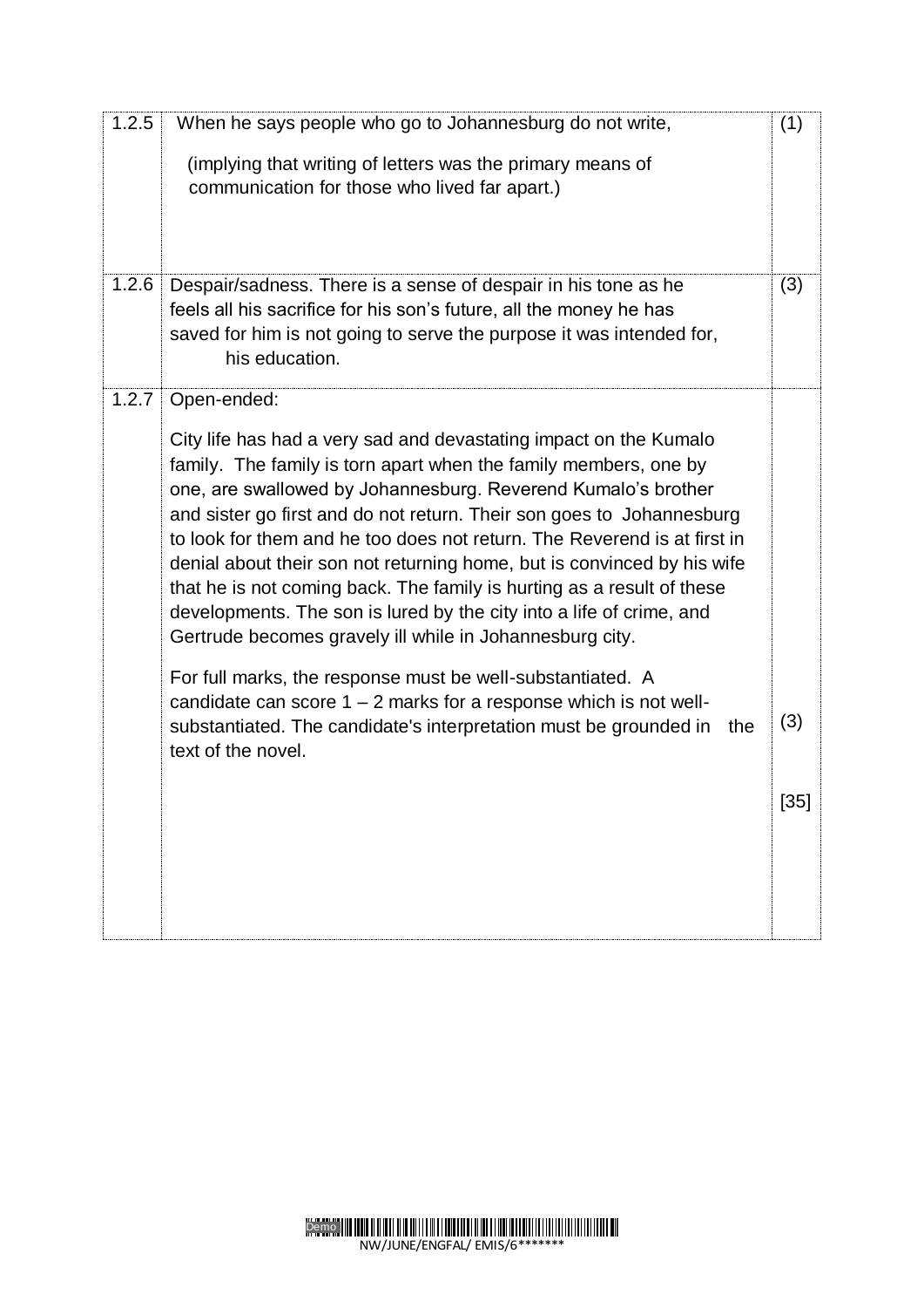| | | |
|---|---|---|
| 1.2.5 | When he says people who go to Johannesburg do not write,<br><br>(implying that writing of letters was the primary means of communication for those who lived far apart.) | (1) |
| 1.2.6 | Despair/sadness. There is a sense of despair in his tone as he feels all his sacrifice for his son's future, all the money he has saved for him is not going to serve the purpose it was intended for, his education. | (3) |
| 1.2.7 | Open-ended:<br><br>City life has had a very sad and devastating impact on the Kumalo family. The family is torn apart when the family members, one by one, are swallowed by Johannesburg. Reverend Kumalo's brother and sister go first and do not return. Their son goes to Johannesburg to look for them and he too does not return. The Reverend is at first in denial about their son not returning home, but is convinced by his wife that he is not coming back. The family is hurting as a result of these developments. The son is lured by the city into a life of crime, and Gertrude becomes gravely ill while in Johannesburg city.<br><br>For full marks, the response must be well-substantiated. A candidate can score 1 – 2 marks for a response which is not well-substantiated. The candidate's interpretation must be grounded in the text of the novel. | (3)<br><br>[35] |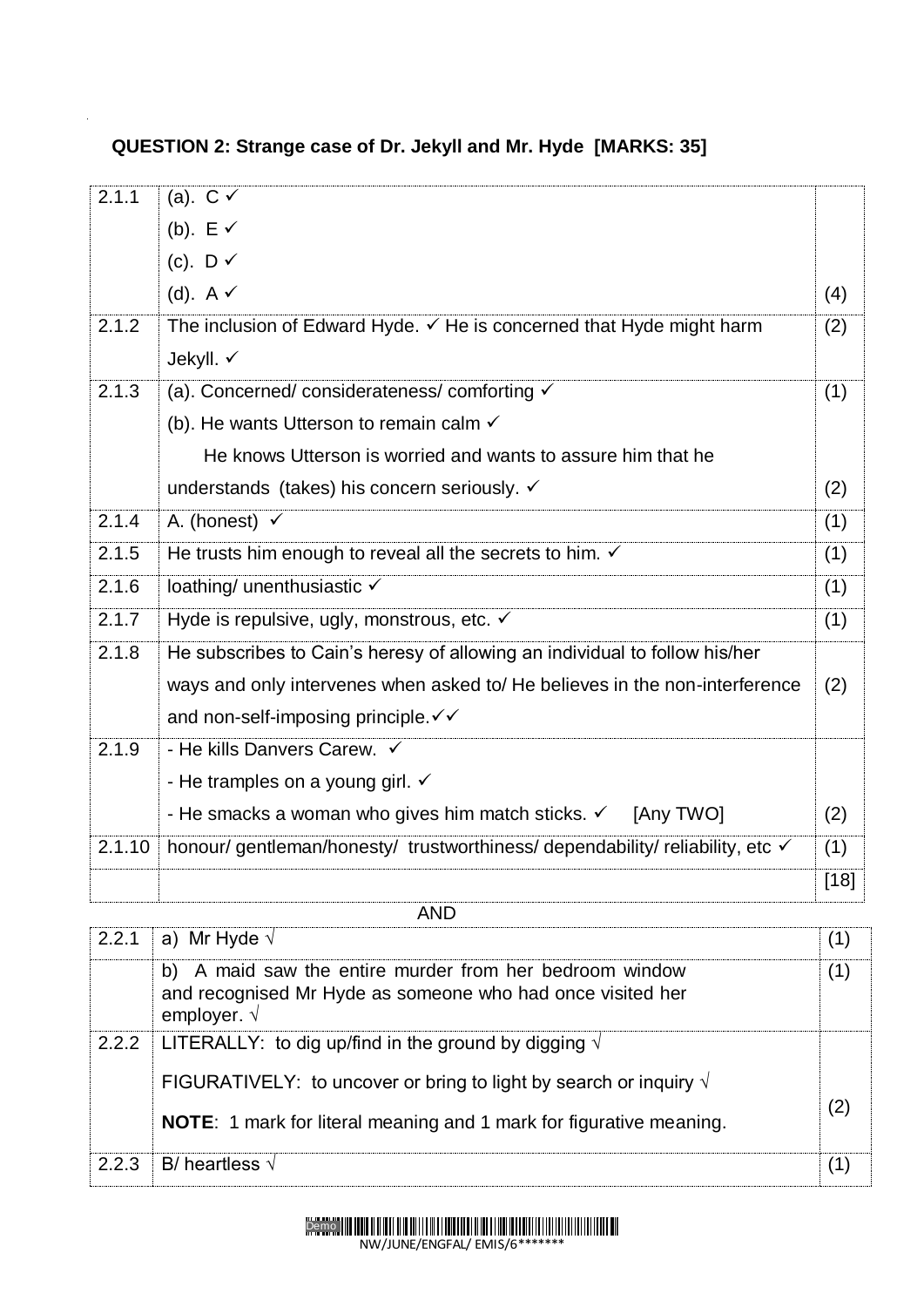**QUESTION 2: Strange case of Dr. Jekyll and Mr. Hyde [MARKS: 35]**

| | | |
|---|---|---|
| 2.1.1 | (a). C ✓<br>(b). E ✓<br>(c). D ✓<br>(d). A ✓ | (4) |
| 2.1.2 | The inclusion of Edward Hyde. ✓ He is concerned that Hyde might harm Jekyll. ✓ | (2) |
| 2.1.3 | (a). Concerned/ considerateness/ comforting ✓ | (1) |
| | (b). He wants Utterson to remain calm ✓<br>He knows Utterson is worried and wants to assure him that he understands (takes) his concern seriously. ✓ | (2) |
| 2.1.4 | A. (honest) ✓ | (1) |
| 2.1.5 | He trusts him enough to reveal all the secrets to him. ✓ | (1) |
| 2.1.6 | loathing/ unenthusiastic ✓ | (1) |
| 2.1.7 | Hyde is repulsive, ugly, monstrous, etc. ✓ | (1) |
| 2.1.8 | He subscribes to Cain's heresy of allowing an individual to follow his/her ways and only intervenes when asked to/ He believes in the non-interference and non-self-imposing principle.✓✓ | (2) |
| 2.1.9 | - He kills Danvers Carew. ✓<br>- He tramples on a young girl. ✓<br>- He smacks a woman who gives him match sticks. ✓ [Any TWO] | (2) |
| 2.1.10 | honour/ gentleman/honesty/ trustworthiness/ dependability/ reliability, etc ✓ | (1) |
| | | [18] |

AND

| | | |
|---|---|---|
| 2.2.1 | a) Mr Hyde √ | (1) |
| | b) A maid saw the entire murder from her bedroom window and recognised Mr Hyde as someone who had once visited her employer. √ | (1) |
| 2.2.2 | LITERALLY: to dig up/find in the ground by digging √<br>FIGURATIVELY: to uncover or bring to light by search or inquiry √<br>**NOTE**: 1 mark for literal meaning and 1 mark for figurative meaning. | (2) |
| 2.2.3 | B/ heartless √ | (1) |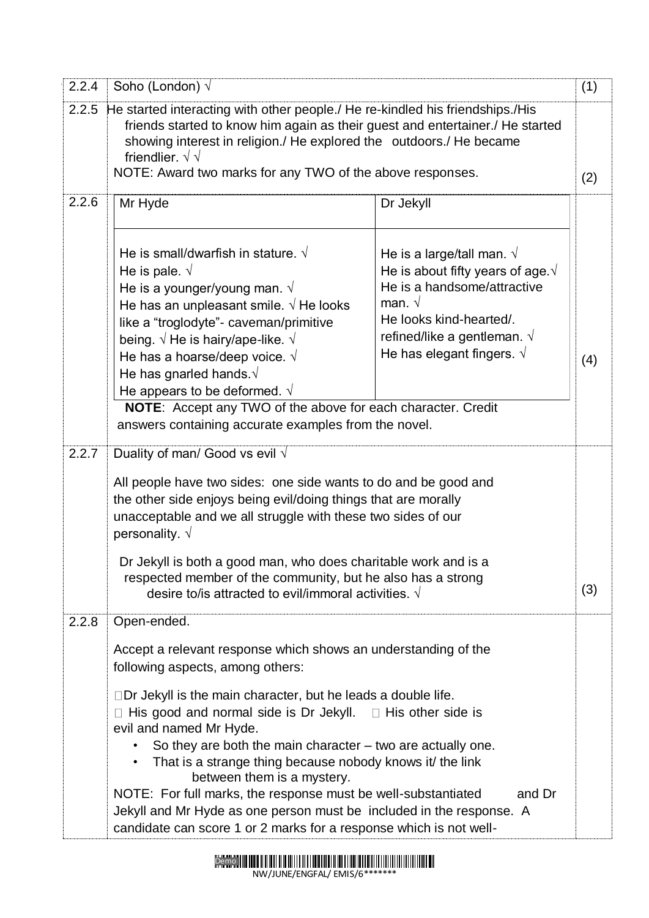| | | |
|---|---|---|
| 2.2.4 | Soho (London) √ | (1) |
| 2.2.5 | He started interacting with other people./ He re-kindled his friendships./His friends started to know him again as their guest and entertainer./ He started showing interest in religion./ He explored the outdoors./ He became friendlier. √ √<br>NOTE: Award two marks for any TWO of the above responses. | (2) |
| 2.2.6 | **Mr Hyde:**<br>He is small/dwarfish in stature. √<br>He is pale. √<br>He is a younger/young man. √<br>He has an unpleasant smile. √ He looks like a "troglodyte"- caveman/primitive being. √ He is hairy/ape-like. √<br>He has a hoarse/deep voice. √<br>He has gnarled hands.√<br>He appears to be deformed. √<br><br>**Dr Jekyll:**<br>He is a large/tall man. √<br>He is about fifty years of age.√<br>He is a handsome/attractive man. √<br>He looks kind-hearted/. refined/like a gentleman. √<br>He has elegant fingers. √<br><br>**NOTE**: Accept any TWO of the above for each character. Credit answers containing accurate examples from the novel. | (4) |
| 2.2.7 | Duality of man/ Good vs evil √<br><br>All people have two sides: one side wants to do and be good and the other side enjoys being evil/doing things that are morally unacceptable and we all struggle with these two sides of our personality. √<br><br>Dr Jekyll is both a good man, who does charitable work and is a respected member of the community, but he also has a strong desire to/is attracted to evil/immoral activities. √ | (3) |
| 2.2.8 | Open-ended.<br><br>Accept a relevant response which shows an understanding of the following aspects, among others:<br><br>- Dr Jekyll is the main character, but he leads a double life.<br>- His good and normal side is Dr Jekyll.<br>- His other side is evil and named Mr Hyde.<br>- So they are both the main character – two are actually one.<br>- That is a strange thing because nobody knows it/ the link between them is a mystery.<br><br>NOTE: For full marks, the response must be well-substantiated and Dr Jekyll and Mr Hyde as one person must be included in the response. A candidate can score 1 or 2 marks for a response which is not well- | |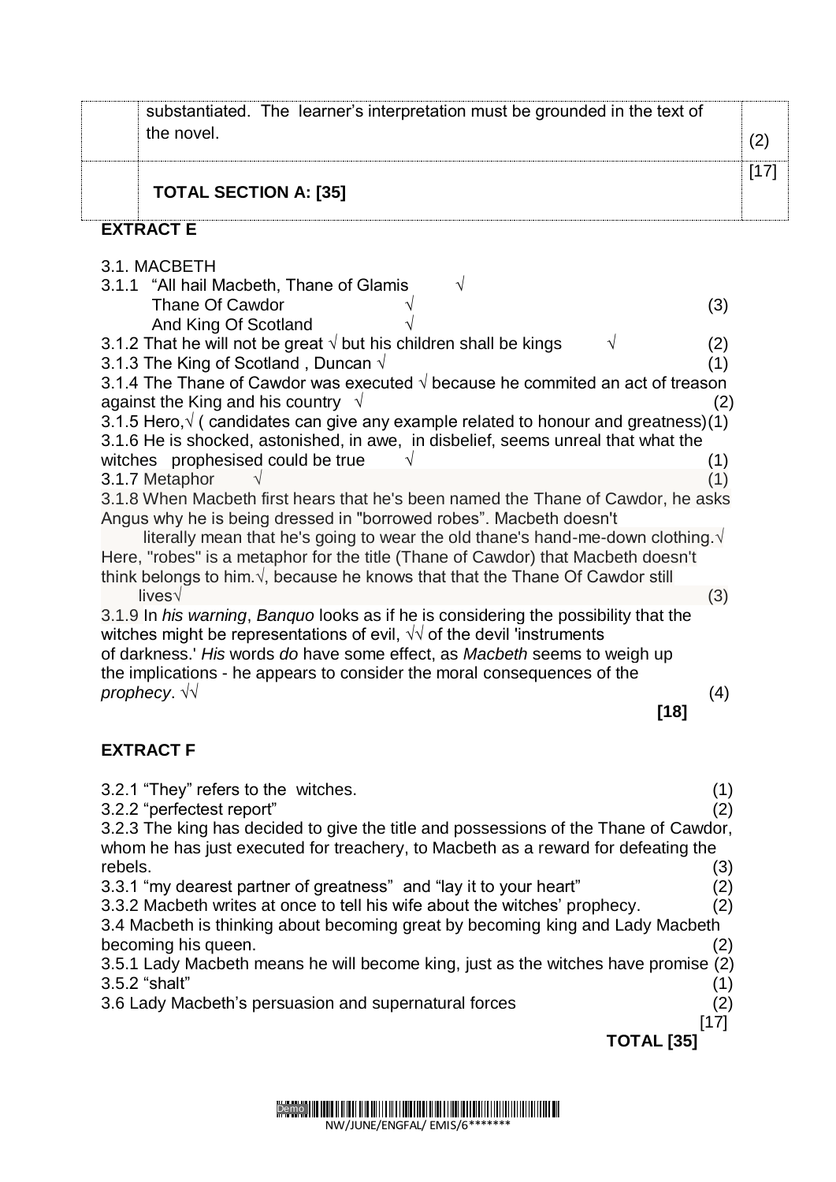| | substantiated. The learner's interpretation must be grounded in the text of the novel. | (2) |
|---|---|---|
| | **TOTAL SECTION A: [35]** | [17] |

## EXTRACT E

3.1. MACBETH

3.1.1 "All hail Macbeth, Thane of Glamis √
Thane Of Cawdor √ (3)
And King Of Scotland √

3.1.2 That he will not be great √ but his children shall be kings √ (2)

3.1.3 The King of Scotland , Duncan √ (1)

3.1.4 The Thane of Cawdor was executed √ because he commited an act of treason against the King and his country √ (2)

3.1.5 Hero,√ ( candidates can give any example related to honour and greatness)(1)

3.1.6 He is shocked, astonished, in awe, in disbelief, seems unreal that what the witches prophesised could be true √ (1)

3.1.7 Metaphor √ (1)

3.1.8 When Macbeth first hears that he's been named the Thane of Cawdor, he asks Angus why he is being dressed in "borrowed robes". Macbeth doesn't literally mean that he's going to wear the old thane's hand-me-down clothing.√ Here, "robes" is a metaphor for the title (Thane of Cawdor) that Macbeth doesn't think belongs to him.√, because he knows that that the Thane Of Cawdor still lives√ (3)

3.1.9 In *his warning*, *Banquo* looks as if he is considering the possibility that the witches might be representations of evil, √√ of the devil 'instruments of darkness.' *His* words *do* have some effect, as *Macbeth* seems to weigh up the implications - he appears to consider the moral consequences of the *prophecy*. √√ (4)

**[18]**

## EXTRACT F

3.2.1 "They" refers to the witches. (1)

3.2.2 "perfectest report" (2)

3.2.3 The king has decided to give the title and possessions of the Thane of Cawdor, whom he has just executed for treachery, to Macbeth as a reward for defeating the rebels. (3)

3.3.1 "my dearest partner of greatness" and "lay it to your heart" (2)

3.3.2 Macbeth writes at once to tell his wife about the witches' prophecy. (2)

3.4 Macbeth is thinking about becoming great by becoming king and Lady Macbeth becoming his queen. (2)

3.5.1 Lady Macbeth means he will become king, just as the witches have promise (2)

3.5.2 "shalt" (1)

3.6 Lady Macbeth's persuasion and supernatural forces (2)

[17]

**TOTAL [35]**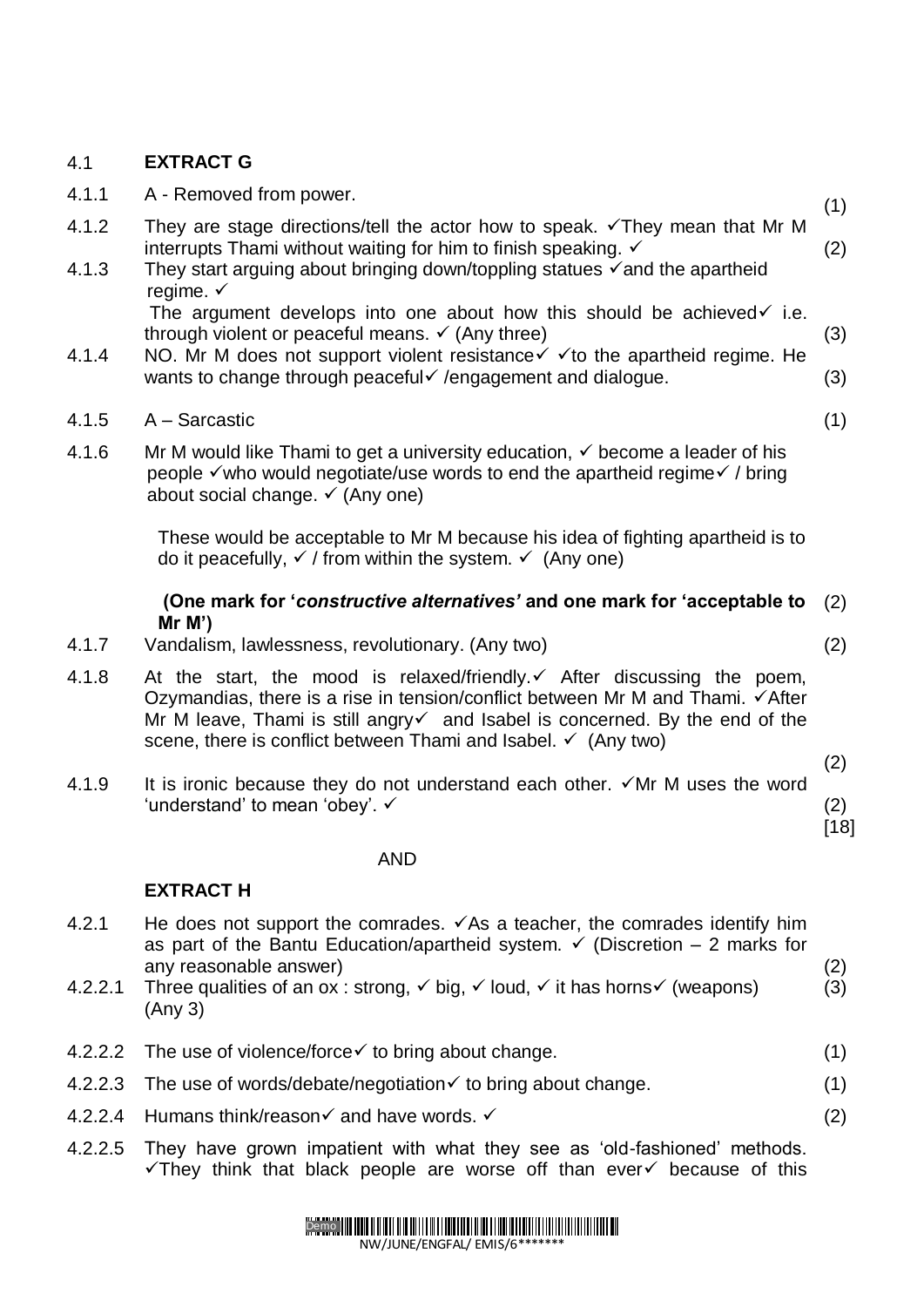## 4.1 EXTRACT G

| | | |
|---|---|---|
| 4.1.1 | A - Removed from power. | (1) |
| 4.1.2 | They are stage directions/tell the actor how to speak. ✓They mean that Mr M interrupts Thami without waiting for him to finish speaking. ✓ | (2) |
| 4.1.3 | They start arguing about bringing down/toppling statues ✓and the apartheid regime. ✓<br>The argument develops into one about how this should be achieved✓ i.e. through violent or peaceful means. ✓ (Any three) | (3) |
| 4.1.4 | NO. Mr M does not support violent resistance✓ ✓to the apartheid regime. He wants to change through peaceful✓ /engagement and dialogue. | (3) |
| 4.1.5 | A – Sarcastic | (1) |
| 4.1.6 | Mr M would like Thami to get a university education, ✓ become a leader of his people ✓who would negotiate/use words to end the apartheid regime✓ / bring about social change. ✓ (Any one)<br><br>These would be acceptable to Mr M because his idea of fighting apartheid is to do it peacefully, ✓ / from within the system. ✓ (Any one)<br><br>**(One mark for '*constructive alternatives'* and one mark for 'acceptable to Mr M')** | (2) |
| 4.1.7 | Vandalism, lawlessness, revolutionary. (Any two) | (2) |
| 4.1.8 | At the start, the mood is relaxed/friendly.✓ After discussing the poem, Ozymandias, there is a rise in tension/conflict between Mr M and Thami. ✓After Mr M leave, Thami is still angry✓ and Isabel is concerned. By the end of the scene, there is conflict between Thami and Isabel. ✓ (Any two) | (2) |
| 4.1.9 | It is ironic because they do not understand each other. ✓Mr M uses the word 'understand' to mean 'obey'. ✓ | (2)<br>[18] |

AND

## EXTRACT H

| | | |
|---|---|---|
| 4.2.1 | He does not support the comrades. ✓As a teacher, the comrades identify him as part of the Bantu Education/apartheid system. ✓ (Discretion – 2 marks for any reasonable answer) | (2) |
| 4.2.2.1 | Three qualities of an ox : strong, ✓ big, ✓ loud, ✓ it has horns✓ (weapons) (Any 3) | (3) |
| 4.2.2.2 | The use of violence/force✓ to bring about change. | (1) |
| 4.2.2.3 | The use of words/debate/negotiation✓ to bring about change. | (1) |
| 4.2.2.4 | Humans think/reason✓ and have words. ✓ | (2) |
| 4.2.2.5 | They have grown impatient with what they see as 'old-fashioned' methods. ✓They think that black people are worse off than ever✓ because of this | |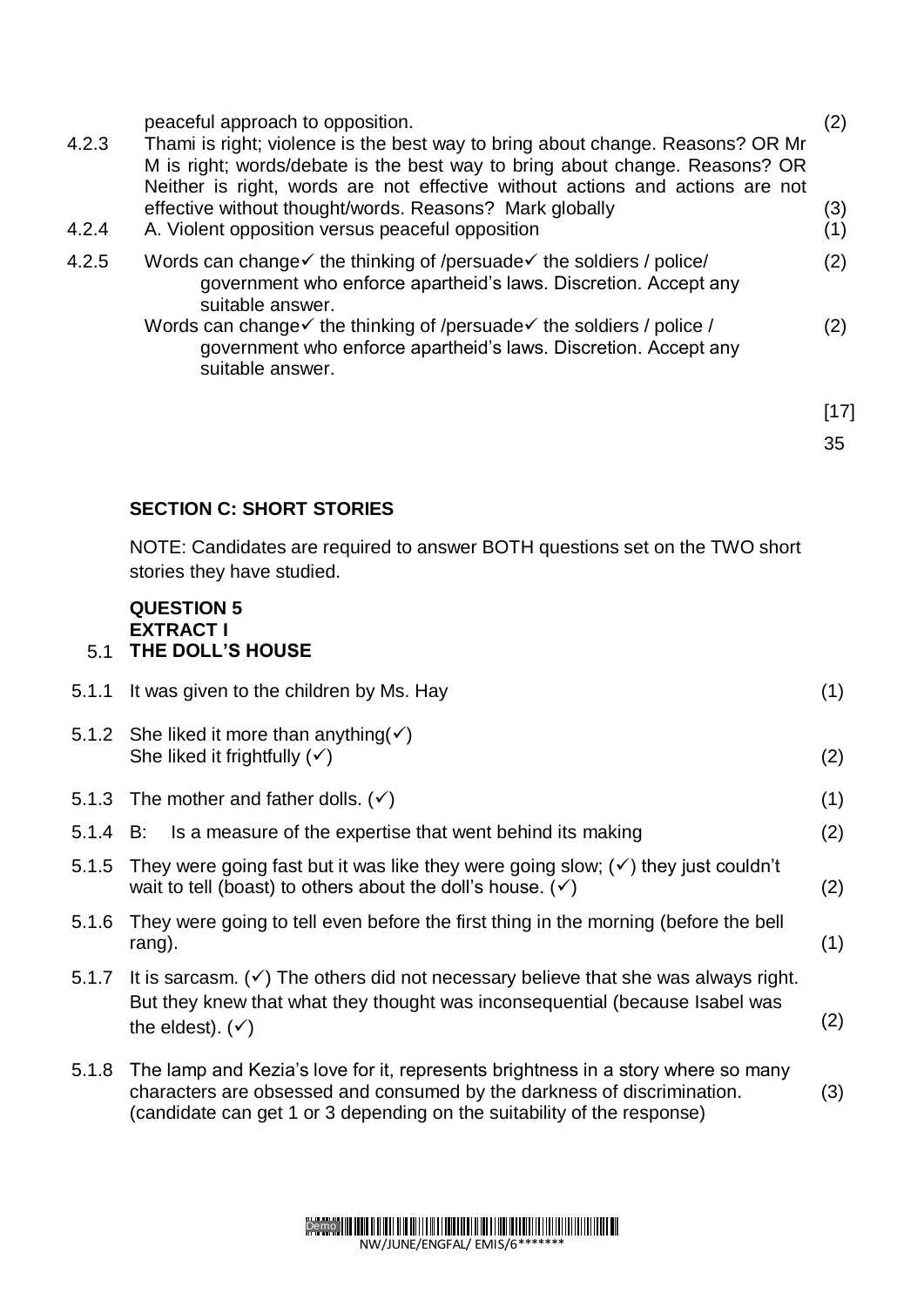peaceful approach to opposition. (2)

4.2.3 Thami is right; violence is the best way to bring about change. Reasons? OR Mr M is right; words/debate is the best way to bring about change. Reasons? OR Neither is right, words are not effective without actions and actions are not effective without thought/words. Reasons? Mark globally (3)

4.2.4 A. Violent opposition versus peaceful opposition (1)

4.2.5 Words can change✓ the thinking of /persuade✓ the soldiers / police/ government who enforce apartheid's laws. Discretion. Accept any suitable answer. (2)

Words can change✓ the thinking of /persuade✓ the soldiers / police / government who enforce apartheid's laws. Discretion. Accept any suitable answer. (2)

[17]

35

## SECTION C: SHORT STORIES

NOTE: Candidates are required to answer BOTH questions set on the TWO short stories they have studied.

### QUESTION 5

**EXTRACT I**

### 5.1 THE DOLL'S HOUSE

5.1.1 It was given to the children by Ms. Hay (1)

5.1.2 She liked it more than anything(✓)
She liked it frightfully (✓) (2)

5.1.3 The mother and father dolls. (✓) (1)

5.1.4 B: Is a measure of the expertise that went behind its making (2)

5.1.5 They were going fast but it was like they were going slow; (✓) they just couldn't wait to tell (boast) to others about the doll's house. (✓) (2)

5.1.6 They were going to tell even before the first thing in the morning (before the bell rang). (1)

5.1.7 It is sarcasm. (✓) The others did not necessary believe that she was always right. But they knew that what they thought was inconsequential (because Isabel was the eldest). (✓) (2)

5.1.8 The lamp and Kezia's love for it, represents brightness in a story where so many characters are obsessed and consumed by the darkness of discrimination. (candidate can get 1 or 3 depending on the suitability of the response) (3)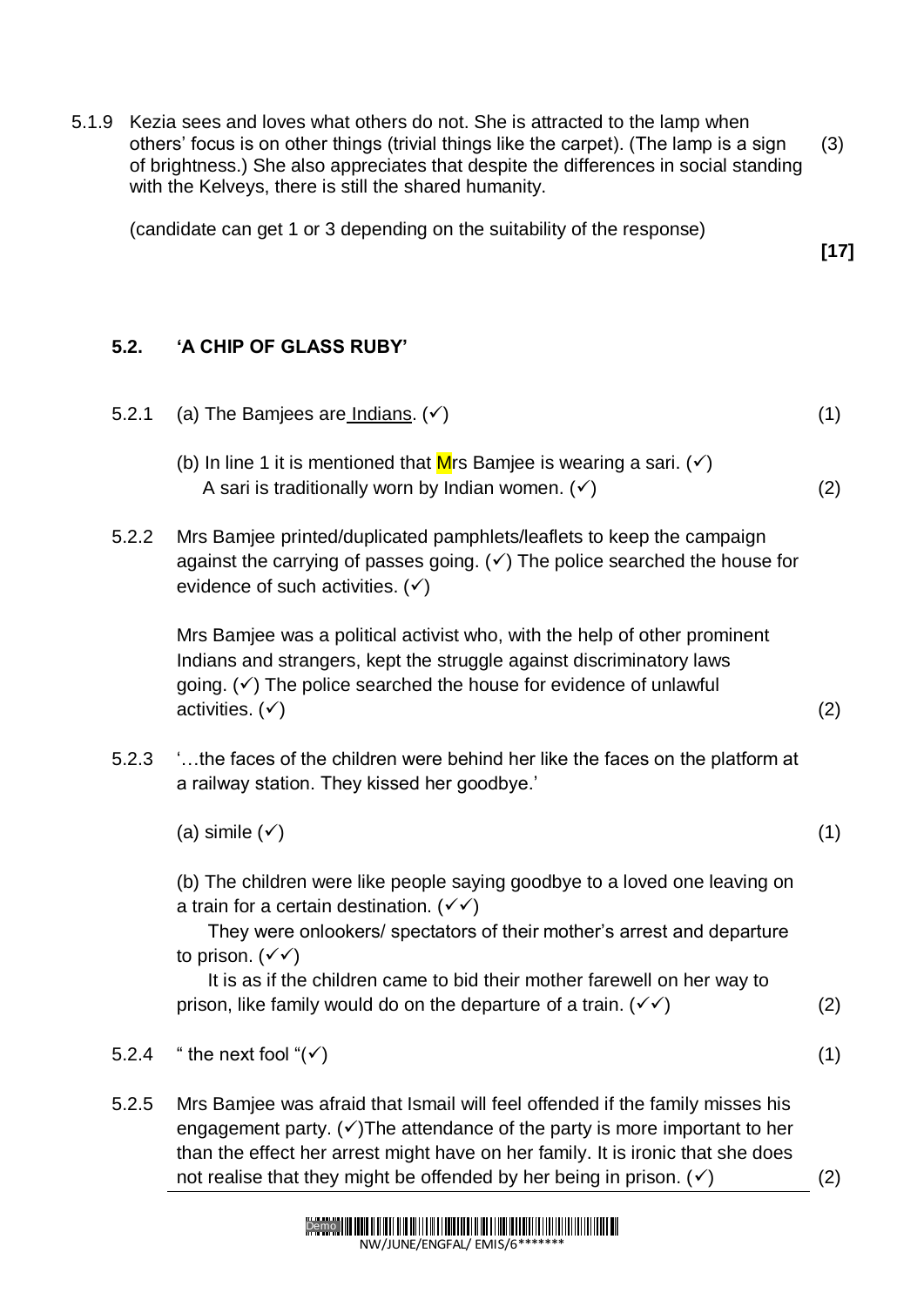5.1.9 Kezia sees and loves what others do not. She is attracted to the lamp when others' focus is on other things (trivial things like the carpet). (The lamp is a sign of brightness.) She also appreciates that despite the differences in social standing with the Kelveys, there is still the shared humanity. (3)

(candidate can get 1 or 3 depending on the suitability of the response)

**[17]**

## 5.2. 'A CHIP OF GLASS RUBY'

5.2.1 (a) The Bamjees are Indians. (✓) (1)

(b) In line 1 it is mentioned that Mrs Bamjee is wearing a sari. (✓)
A sari is traditionally worn by Indian women. (✓) (2)

5.2.2 Mrs Bamjee printed/duplicated pamphlets/leaflets to keep the campaign against the carrying of passes going. (✓) The police searched the house for evidence of such activities. (✓)

Mrs Bamjee was a political activist who, with the help of other prominent Indians and strangers, kept the struggle against discriminatory laws going. (✓) The police searched the house for evidence of unlawful activities. (✓) (2)

5.2.3 '…the faces of the children were behind her like the faces on the platform at a railway station. They kissed her goodbye.'

(a) simile (✓) (1)

(b) The children were like people saying goodbye to a loved one leaving on a train for a certain destination. (✓✓)
They were onlookers/ spectators of their mother's arrest and departure to prison. (✓✓)
It is as if the children came to bid their mother farewell on her way to prison, like family would do on the departure of a train. (✓✓) (2)

5.2.4 " the next fool "(✓) (1)

5.2.5 Mrs Bamjee was afraid that Ismail will feel offended if the family misses his engagement party. (✓)The attendance of the party is more important to her than the effect her arrest might have on her family. It is ironic that she does not realise that they might be offended by her being in prison. (✓) (2)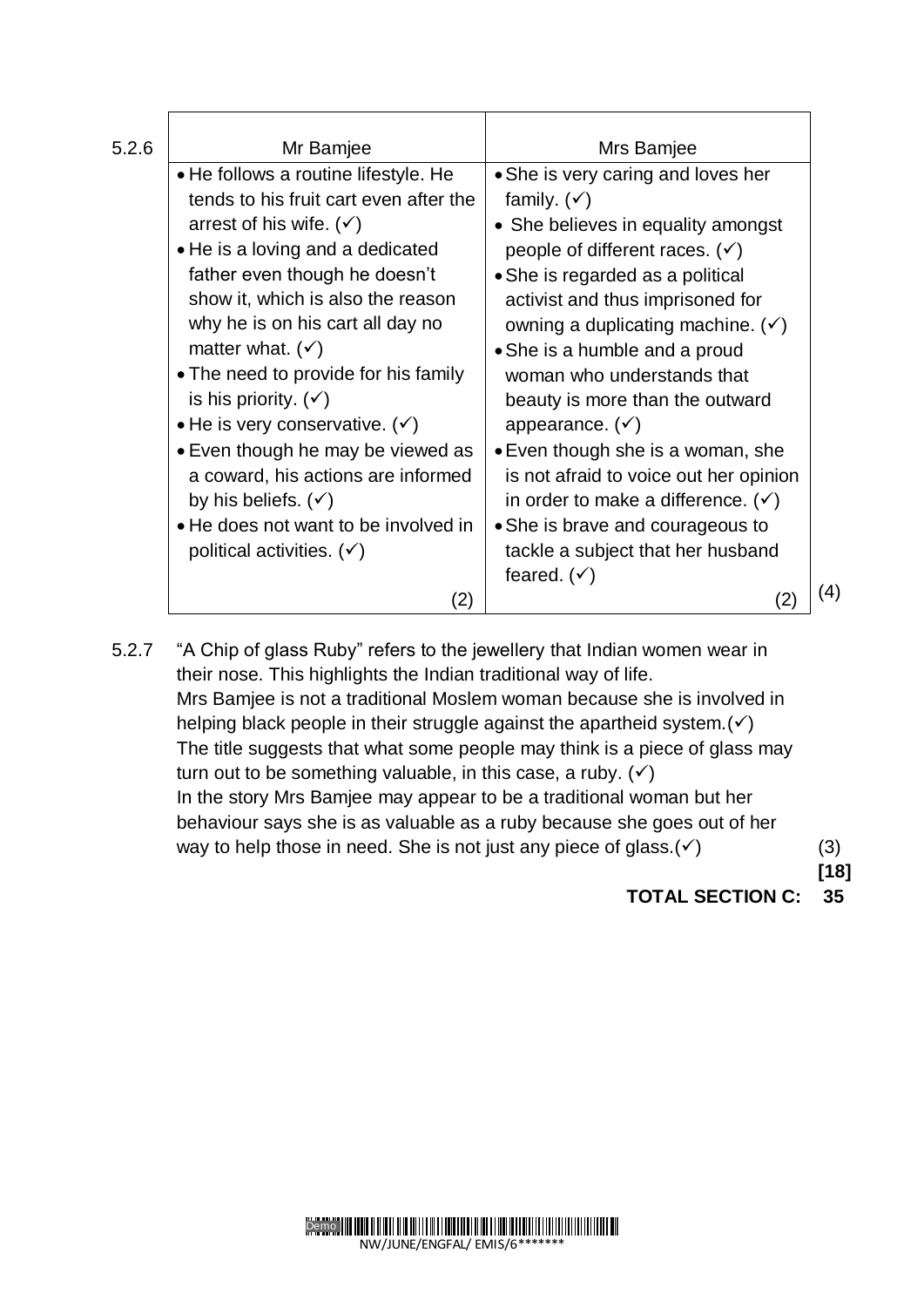5.2.6

| Mr Bamjee | Mrs Bamjee |
|---|---|
| • He follows a routine lifestyle. He tends to his fruit cart even after the arrest of his wife. (✓) <br> • He is a loving and a dedicated father even though he doesn't show it, which is also the reason why he is on his cart all day no matter what. (✓) <br> • The need to provide for his family is his priority. (✓) <br> • He is very conservative. (✓) <br> • Even though he may be viewed as a coward, his actions are informed by his beliefs. (✓) <br> • He does not want to be involved in political activities. (✓) <br> (2) | • She is very caring and loves her family. (✓) <br> • She believes in equality amongst people of different races. (✓) <br> • She is regarded as a political activist and thus imprisoned for owning a duplicating machine. (✓) <br> • She is a humble and a proud woman who understands that beauty is more than the outward appearance. (✓) <br> • Even though she is a woman, she is not afraid to voice out her opinion in order to make a difference. (✓) <br> • She is brave and courageous to tackle a subject that her husband feared. (✓) <br> (2) |

(4)

5.2.7 "A Chip of glass Ruby" refers to the jewellery that Indian women wear in their nose. This highlights the Indian traditional way of life.
Mrs Bamjee is not a traditional Moslem woman because she is involved in helping black people in their struggle against the apartheid system.(✓)
The title suggests that what some people may think is a piece of glass may turn out to be something valuable, in this case, a ruby. (✓)
In the story Mrs Bamjee may appear to be a traditional woman but her behaviour says she is as valuable as a ruby because she goes out of her way to help those in need. She is not just any piece of glass.(✓) (3)

**[18]**

**TOTAL SECTION C: 35**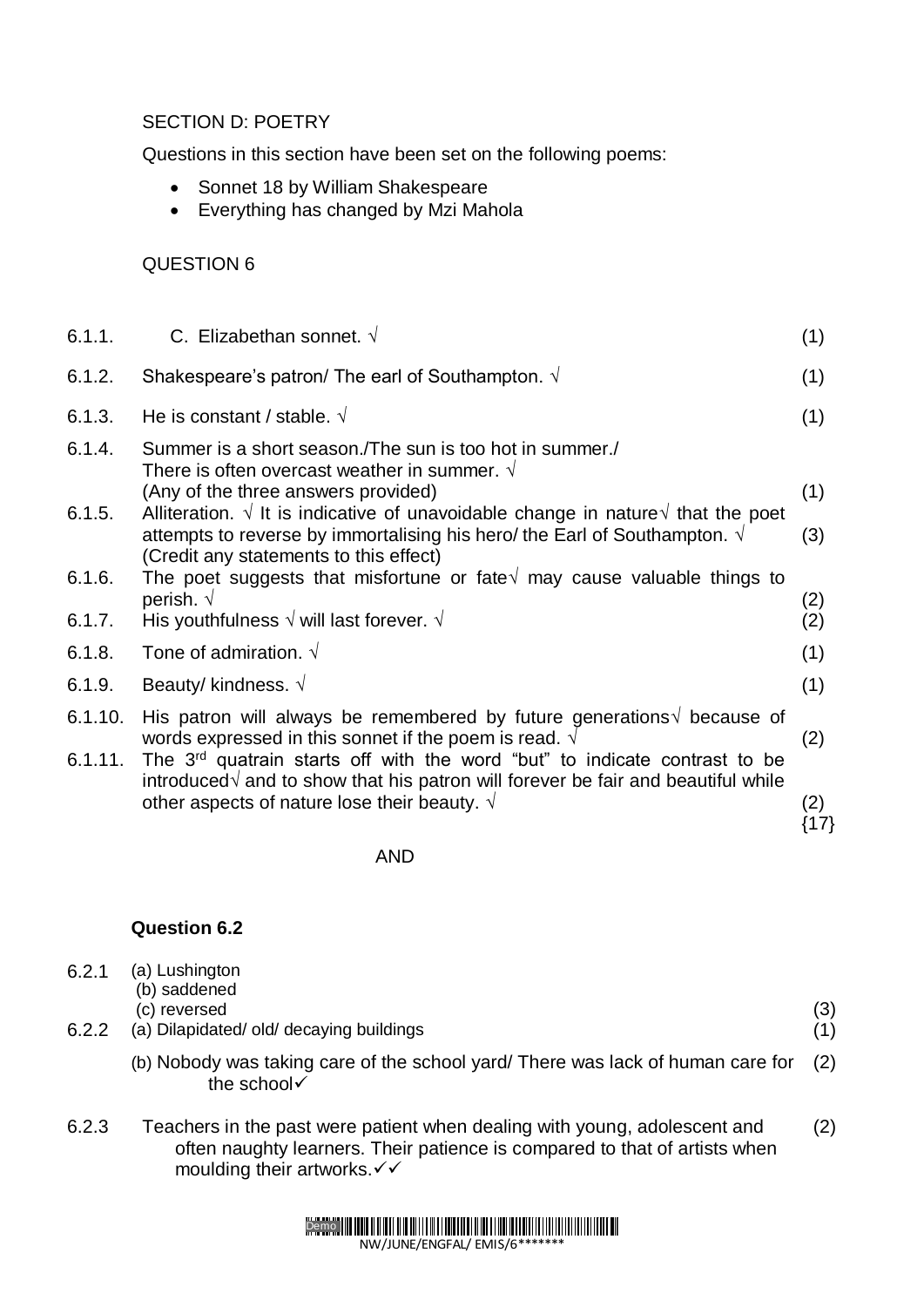SECTION D: POETRY

Questions in this section have been set on the following poems:

- Sonnet 18 by William Shakespeare
- Everything has changed by Mzi Mahola

QUESTION 6

| | | |
|---|---|---|
| 6.1.1. | C. Elizabethan sonnet. √ | (1) |
| 6.1.2. | Shakespeare's patron/ The earl of Southampton. √ | (1) |
| 6.1.3. | He is constant / stable. √ | (1) |
| 6.1.4. | Summer is a short season./The sun is too hot in summer./ There is often overcast weather in summer. √ (Any of the three answers provided) | (1) |
| 6.1.5. | Alliteration. √ It is indicative of unavoidable change in nature√ that the poet attempts to reverse by immortalising his hero/ the Earl of Southampton. √ (Credit any statements to this effect) | (3) |
| 6.1.6. | The poet suggests that misfortune or fate√ may cause valuable things to perish. √ | (2) |
| 6.1.7. | His youthfulness √ will last forever. √ | (2) |
| 6.1.8. | Tone of admiration. √ | (1) |
| 6.1.9. | Beauty/ kindness. √ | (1) |
| 6.1.10. | His patron will always be remembered by future generations√ because of words expressed in this sonnet if the poem is read. √ | (2) |
| 6.1.11. | The 3rd quatrain starts off with the word "but" to indicate contrast to be introduced√ and to show that his patron will forever be fair and beautiful while other aspects of nature lose their beauty. √ | (2) {17} |

AND

**Question 6.2**

6.2.1 (a) Lushington
(b) saddened
(c) reversed (3)

6.2.2 (a) Dilapidated/ old/ decaying buildings (1)

(b) Nobody was taking care of the school yard/ There was lack of human care for the school✓ (2)

6.2.3 Teachers in the past were patient when dealing with young, adolescent and often naughty learners. Their patience is compared to that of artists when moulding their artworks.✓✓ (2)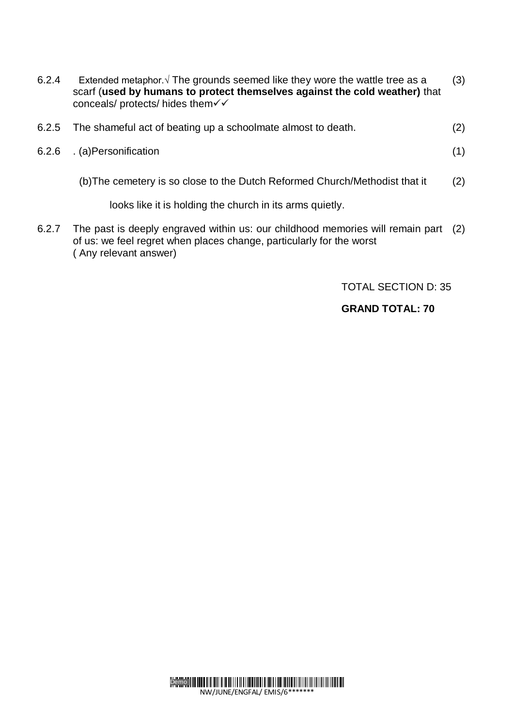6.2.4 Extended metaphor.√ The grounds seemed like they wore the wattle tree as a scarf (**used by humans to protect themselves against the cold weather)** that conceals/ protects/ hides them✓✓ (3)

6.2.5 The shameful act of beating up a schoolmate almost to death. (2)

6.2.6 . (a)Personification (1)

(b)The cemetery is so close to the Dutch Reformed Church/Methodist that it looks like it is holding the church in its arms quietly. (2)

6.2.7 The past is deeply engraved within us: our childhood memories will remain part of us: we feel regret when places change, particularly for the worst
( Any relevant answer) (2)

TOTAL SECTION D: 35

**GRAND TOTAL: 70**